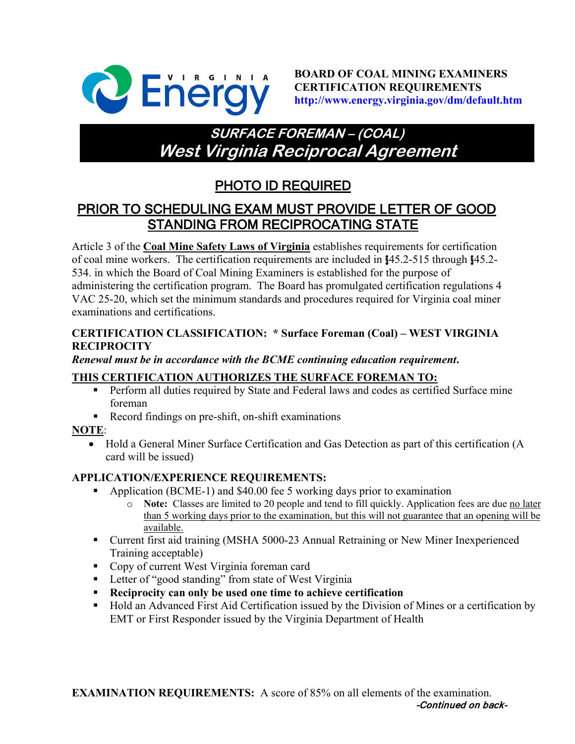**BOARD OF COAL MINING EXAMINERS**
**CERTIFICATION REQUIREMENTS**
**http://www.energy.virginia.gov/dm/default.htm**

# *SURFACE FOREMAN – (COAL)*
# *West Virginia Reciprocal Agreement*

## PHOTO ID REQUIRED

## PRIOR TO SCHEDULING EXAM MUST PROVIDE LETTER OF GOOD STANDING FROM RECIPROCATING STATE

Article 3 of the **Coal Mine Safety Laws of Virginia** establishes requirements for certification of coal mine workers. The certification requirements are included in §45.2-515 through §45.2-534. in which the Board of Coal Mining Examiners is established for the purpose of administering the certification program. The Board has promulgated certification regulations 4 VAC 25-20, which set the minimum standards and procedures required for Virginia coal miner examinations and certifications.

**CERTIFICATION CLASSIFICATION: * Surface Foreman (Coal) – WEST VIRGINIA RECIPROCITY**

***Renewal must be in accordance with the BCME continuing education requirement.***

**THIS CERTIFICATION AUTHORIZES THE SURFACE FOREMAN TO:**

- Perform all duties required by State and Federal laws and codes as certified Surface mine foreman
- Record findings on pre-shift, on-shift examinations

**NOTE**:

- Hold a General Miner Surface Certification and Gas Detection as part of this certification (A card will be issued)

**APPLICATION/EXPERIENCE REQUIREMENTS:**

- Application (BCME-1) and $40.00 fee 5 working days prior to examination
  - **Note:** Classes are limited to 20 people and tend to fill quickly. Application fees are due no later than 5 working days prior to the examination, but this will not guarantee that an opening will be available.
- Current first aid training (MSHA 5000-23 Annual Retraining or New Miner Inexperienced Training acceptable)
- Copy of current West Virginia foreman card
- Letter of "good standing" from state of West Virginia
- **Reciprocity can only be used one time to achieve certification**
- Hold an Advanced First Aid Certification issued by the Division of Mines or a certification by EMT or First Responder issued by the Virginia Department of Health

**EXAMINATION REQUIREMENTS:** A score of 85% on all elements of the examination.

*-Continued on back-*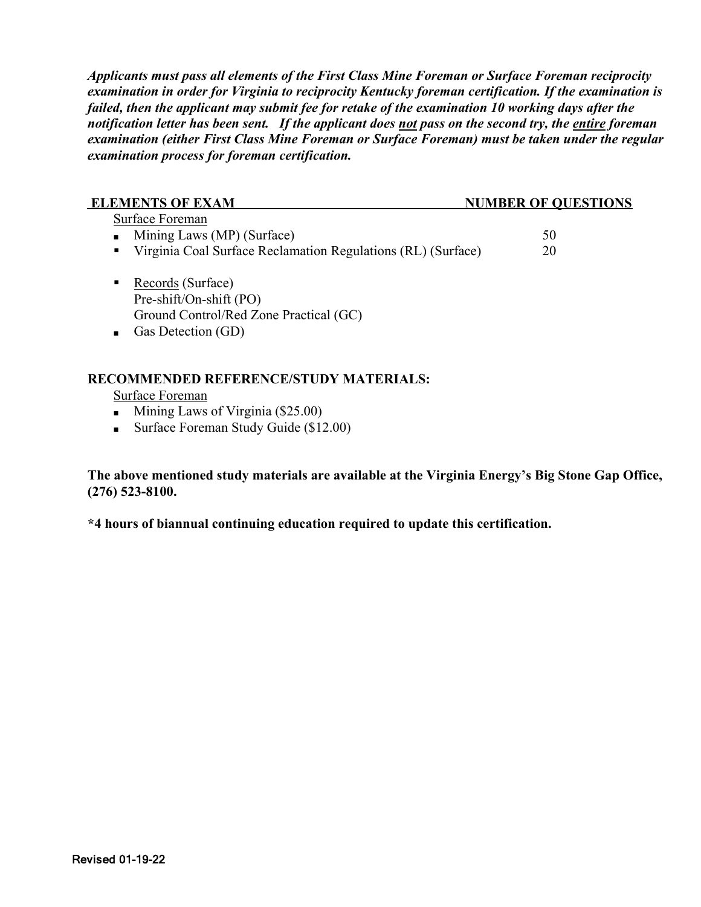***Applicants must pass all elements of the First Class Mine Foreman or Surface Foreman reciprocity examination in order for Virginia to reciprocity Kentucky foreman certification. If the examination is failed, then the applicant may submit fee for retake of the examination 10 working days after the notification letter has been sent. If the applicant does not pass on the second try, the entire foreman examination (either First Class Mine Foreman or Surface Foreman) must be taken under the regular examination process for foreman certification.***

| ELEMENTS OF EXAM | NUMBER OF QUESTIONS |
|---|---|
| Surface Foreman | |
| ▪ Mining Laws (MP) (Surface) | 50 |
| ▪ Virginia Coal Surface Reclamation Regulations (RL) (Surface) | 20 |
| ▪ Records (Surface)<br>Pre-shift/On-shift (PO)<br>Ground Control/Red Zone Practical (GC) | |
| ▪ Gas Detection (GD) | |

**RECOMMENDED REFERENCE/STUDY MATERIALS:**

Surface Foreman

- Mining Laws of Virginia ($25.00)
- Surface Foreman Study Guide ($12.00)

**The above mentioned study materials are available at the Virginia Energy's Big Stone Gap Office, (276) 523-8100.**

**\*4 hours of biannual continuing education required to update this certification.**

Revised 01-19-22